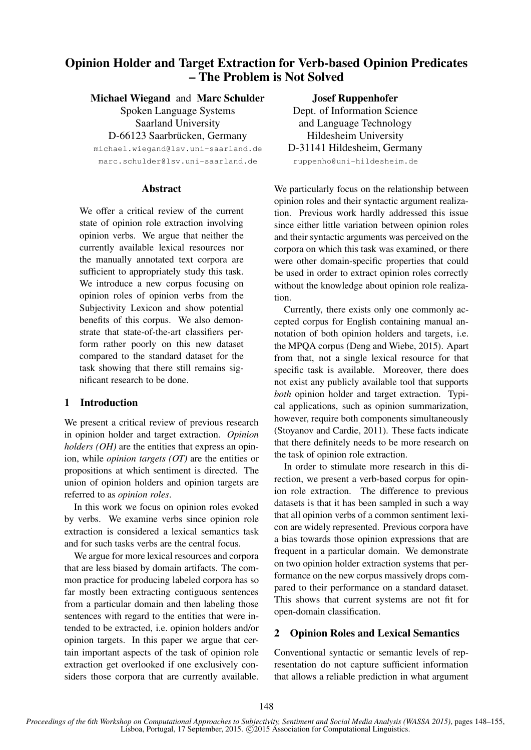# Opinion Holder and Target Extraction for Verb-based Opinion Predicates – The Problem is Not Solved

**Michael Wiegand** and **Marc Schulder**
Spoken Language Systems
Saarland University
D-66123 Saarbrücken, Germany
michael.wiegand@lsv.uni-saarland.de
marc.schulder@lsv.uni-saarland.de

**Josef Ruppenhofer**
Dept. of Information Science
and Language Technology
Hildesheim University
D-31141 Hildesheim, Germany
ruppenho@uni-hildesheim.de

## Abstract

We offer a critical review of the current state of opinion role extraction involving opinion verbs. We argue that neither the currently available lexical resources nor the manually annotated text corpora are sufficient to appropriately study this task. We introduce a new corpus focusing on opinion roles of opinion verbs from the Subjectivity Lexicon and show potential benefits of this corpus. We also demonstrate that state-of-the-art classifiers perform rather poorly on this new dataset compared to the standard dataset for the task showing that there still remains significant research to be done.

## 1 Introduction

We present a critical review of previous research in opinion holder and target extraction. *Opinion holders (OH)* are the entities that express an opinion, while *opinion targets (OT)* are the entities or propositions at which sentiment is directed. The union of opinion holders and opinion targets are referred to as *opinion roles*.

In this work we focus on opinion roles evoked by verbs. We examine verbs since opinion role extraction is considered a lexical semantics task and for such tasks verbs are the central focus.

We argue for more lexical resources and corpora that are less biased by domain artifacts. The common practice for producing labeled corpora has so far mostly been extracting contiguous sentences from a particular domain and then labeling those sentences with regard to the entities that were intended to be extracted, i.e. opinion holders and/or opinion targets. In this paper we argue that certain important aspects of the task of opinion role extraction get overlooked if one exclusively considers those corpora that are currently available. We particularly focus on the relationship between opinion roles and their syntactic argument realization. Previous work hardly addressed this issue since either little variation between opinion roles and their syntactic arguments was perceived on the corpora on which this task was examined, or there were other domain-specific properties that could be used in order to extract opinion roles correctly without the knowledge about opinion role realization.

Currently, there exists only one commonly accepted corpus for English containing manual annotation of both opinion holders and targets, i.e. the MPQA corpus (Deng and Wiebe, 2015). Apart from that, not a single lexical resource for that specific task is available. Moreover, there does not exist any publicly available tool that supports *both* opinion holder and target extraction. Typical applications, such as opinion summarization, however, require both components simultaneously (Stoyanov and Cardie, 2011). These facts indicate that there definitely needs to be more research on the task of opinion role extraction.

In order to stimulate more research in this direction, we present a verb-based corpus for opinion role extraction. The difference to previous datasets is that it has been sampled in such a way that all opinion verbs of a common sentiment lexicon are widely represented. Previous corpora have a bias towards those opinion expressions that are frequent in a particular domain. We demonstrate on two opinion holder extraction systems that performance on the new corpus massively drops compared to their performance on a standard dataset. This shows that current systems are not fit for open-domain classification.

## 2 Opinion Roles and Lexical Semantics

Conventional syntactic or semantic levels of representation do not capture sufficient information that allows a reliable prediction in what argument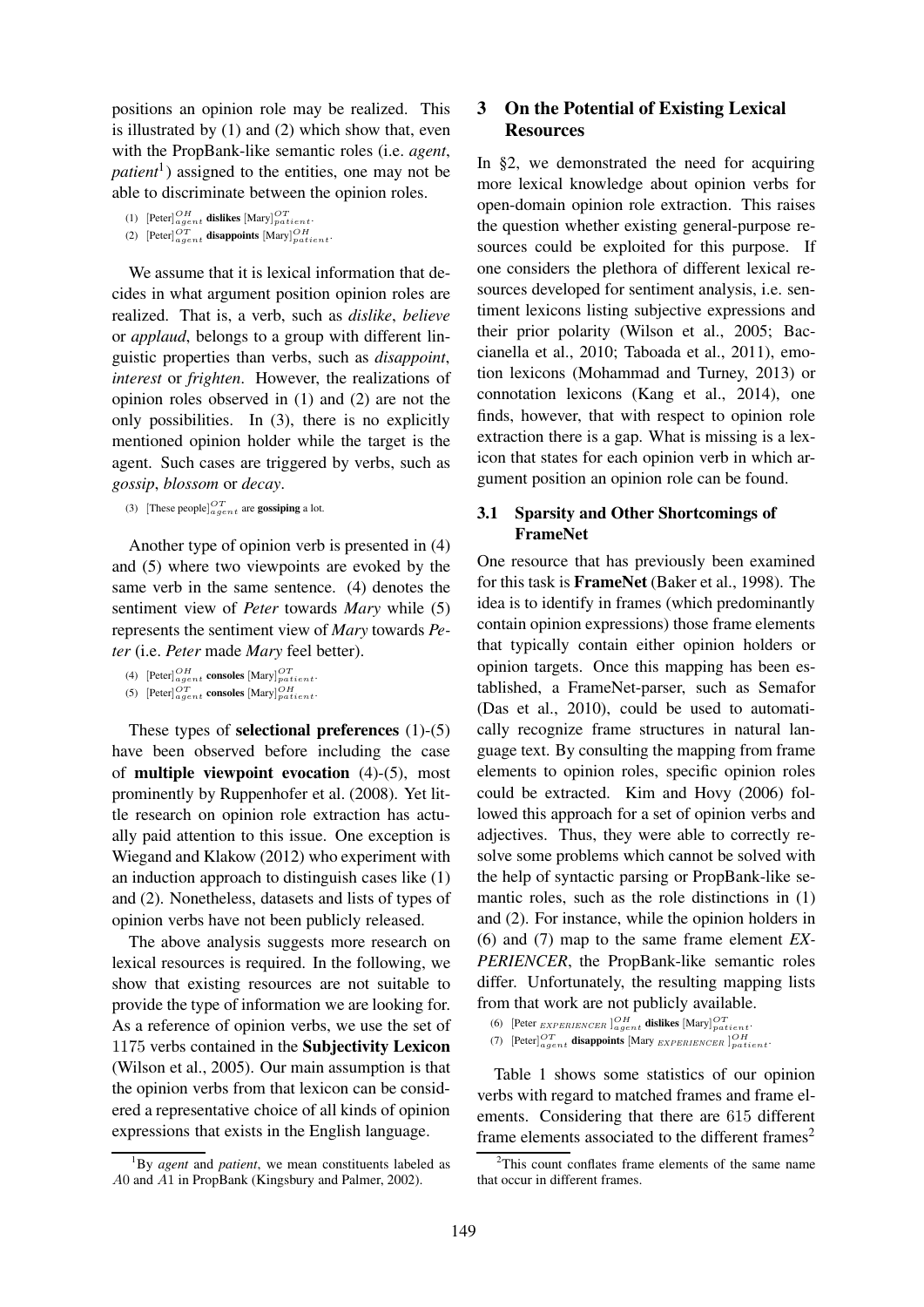positions an opinion role may be realized. This is illustrated by (1) and (2) which show that, even with the PropBank-like semantic roles (i.e. *agent*, *patient*[1]) assigned to the entities, one may not be able to discriminate between the opinion roles.

(1) $[\text{Peter}]^{OH}_{agent}$ **dislikes** $[\text{Mary}]^{OT}_{patient}$.
(2) $[\text{Peter}]^{OT}_{agent}$ **disappoints** $[\text{Mary}]^{OH}_{patient}$.

We assume that it is lexical information that decides in what argument position opinion roles are realized. That is, a verb, such as *dislike*, *believe* or *applaud*, belongs to a group with different linguistic properties than verbs, such as *disappoint*, *interest* or *frighten*. However, the realizations of opinion roles observed in (1) and (2) are not the only possibilities. In (3), there is no explicitly mentioned opinion holder while the target is the agent. Such cases are triggered by verbs, such as *gossip*, *blossom* or *decay*.

(3) $[\text{These people}]^{OT}_{agent}$ are **gossiping** a lot.

Another type of opinion verb is presented in (4) and (5) where two viewpoints are evoked by the same verb in the same sentence. (4) denotes the sentiment view of *Peter* towards *Mary* while (5) represents the sentiment view of *Mary* towards *Peter* (i.e. *Peter* made *Mary* feel better).

(4) $[\text{Peter}]^{OH}_{agent}$ **consoles** $[\text{Mary}]^{OT}_{patient}$.
(5) $[\text{Peter}]^{OT}_{agent}$ **consoles** $[\text{Mary}]^{OH}_{patient}$.

These types of **selectional preferences** (1)-(5) have been observed before including the case of **multiple viewpoint evocation** (4)-(5), most prominently by Ruppenhofer et al. (2008). Yet little research on opinion role extraction has actually paid attention to this issue. One exception is Wiegand and Klakow (2012) who experiment with an induction approach to distinguish cases like (1) and (2). Nonetheless, datasets and lists of types of opinion verbs have not been publicly released.

The above analysis suggests more research on lexical resources is required. In the following, we show that existing resources are not suitable to provide the type of information we are looking for. As a reference of opinion verbs, we use the set of 1175 verbs contained in the **Subjectivity Lexicon** (Wilson et al., 2005). Our main assumption is that the opinion verbs from that lexicon can be considered a representative choice of all kinds of opinion expressions that exists in the English language.

[1]By *agent* and *patient*, we mean constituents labeled as $A0$ and $A1$ in PropBank (Kingsbury and Palmer, 2002).

## 3 On the Potential of Existing Lexical Resources

In §2, we demonstrated the need for acquiring more lexical knowledge about opinion verbs for open-domain opinion role extraction. This raises the question whether existing general-purpose resources could be exploited for this purpose. If one considers the plethora of different lexical resources developed for sentiment analysis, i.e. sentiment lexicons listing subjective expressions and their prior polarity (Wilson et al., 2005; Baccianella et al., 2010; Taboada et al., 2011), emotion lexicons (Mohammad and Turney, 2013) or connotation lexicons (Kang et al., 2014), one finds, however, that with respect to opinion role extraction there is a gap. What is missing is a lexicon that states for each opinion verb in which argument position an opinion role can be found.

### 3.1 Sparsity and Other Shortcomings of FrameNet

One resource that has previously been examined for this task is **FrameNet** (Baker et al., 1998). The idea is to identify in frames (which predominantly contain opinion expressions) those frame elements that typically contain either opinion holders or opinion targets. Once this mapping has been established, a FrameNet-parser, such as Semafor (Das et al., 2010), could be used to automatically recognize frame structures in natural language text. By consulting the mapping from frame elements to opinion roles, specific opinion roles could be extracted. Kim and Hovy (2006) followed this approach for a set of opinion verbs and adjectives. Thus, they were able to correctly resolve some problems which cannot be solved with the help of syntactic parsing or PropBank-like semantic roles, such as the role distinctions in (1) and (2). For instance, while the opinion holders in (6) and (7) map to the same frame element *EXPERIENCER*, the PropBank-like semantic roles differ. Unfortunately, the resulting mapping lists from that work are not publicly available.

(6) $[\text{Peter}_{\ EXPERIENCER}\ ]^{OH}_{agent}$ **dislikes** $[\text{Mary}]^{OT}_{patient}$.
(7) $[\text{Peter}]^{OT}_{agent}$ **disappoints** $[\text{Mary}_{\ EXPERIENCER}\ ]^{OH}_{patient}$.

Table 1 shows some statistics of our opinion verbs with regard to matched frames and frame elements. Considering that there are 615 different frame elements associated to the different frames[2]

[2]This count conflates frame elements of the same name that occur in different frames.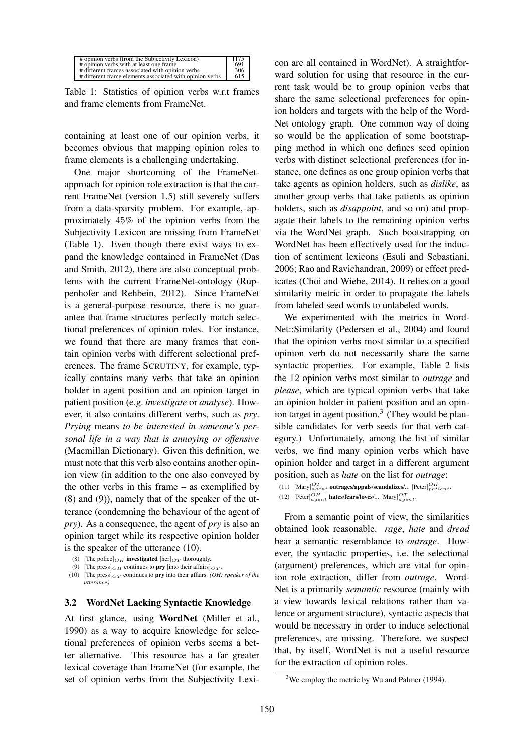| # opinion verbs (from the Subjectivity Lexicon) | 1175 |
|---|---|
| # opinion verbs with at least one frame | 691 |
| # different frames associated with opinion verbs | 306 |
| # different frame elements associated with opinion verbs | 615 |

Table 1: Statistics of opinion verbs w.r.t frames and frame elements from FrameNet.

containing at least one of our opinion verbs, it becomes obvious that mapping opinion roles to frame elements is a challenging undertaking.

One major shortcoming of the FrameNet-approach for opinion role extraction is that the current FrameNet (version 1.5) still severely suffers from a data-sparsity problem. For example, approximately 45% of the opinion verbs from the Subjectivity Lexicon are missing from FrameNet (Table 1). Even though there exist ways to expand the knowledge contained in FrameNet (Das and Smith, 2012), there are also conceptual problems with the current FrameNet-ontology (Ruppenhofer and Rehbein, 2012). Since FrameNet is a general-purpose resource, there is no guarantee that frame structures perfectly match selectional preferences of opinion roles. For instance, we found that there are many frames that contain opinion verbs with different selectional preferences. The frame SCRUTINY, for example, typically contains many verbs that take an opinion holder in agent position and an opinion target in patient position (e.g. *investigate* or *analyse*). However, it also contains different verbs, such as *pry*. *Prying* means *to be interested in someone's personal life in a way that is annoying or offensive* (Macmillan Dictionary). Given this definition, we must note that this verb also contains another opinion view (in addition to the one also conveyed by the other verbs in this frame – as exemplified by (8) and (9)), namely that of the speaker of the utterance (condemning the behaviour of the agent of *pry*). As a consequence, the agent of *pry* is also an opinion target while its respective opinion holder is the speaker of the utterance (10).

(8) [The police]$_{OH}$ **investigated** [her]$_{OT}$ thoroughly.

(9) [The press]$_{OH}$ continues to **pry** [into their affairs]$_{OT}$.

(10) [The press]$_{OT}$ continues to **pry** into their affairs. *(OH: speaker of the utterance)*

### 3.2 WordNet Lacking Syntactic Knowledge

At first glance, using **WordNet** (Miller et al., 1990) as a way to acquire knowledge for selectional preferences of opinion verbs seems a better alternative. This resource has a far greater lexical coverage than FrameNet (for example, the set of opinion verbs from the Subjectivity Lexicon are all contained in WordNet). A straightforward solution for using that resource in the current task would be to group opinion verbs that share the same selectional preferences for opinion holders and targets with the help of the WordNet ontology graph. One common way of doing so would be the application of some bootstrapping method in which one defines seed opinion verbs with distinct selectional preferences (for instance, one defines as one group opinion verbs that take agents as opinion holders, such as *dislike*, as another group verbs that take patients as opinion holders, such as *disappoint*, and so on) and propagate their labels to the remaining opinion verbs via the WordNet graph. Such bootstrapping on WordNet has been effectively used for the induction of sentiment lexicons (Esuli and Sebastiani, 2006; Rao and Ravichandran, 2009) or effect predicates (Choi and Wiebe, 2014). It relies on a good similarity metric in order to propagate the labels from labeled seed words to unlabeled words.

We experimented with the metrics in WordNet::Similarity (Pedersen et al., 2004) and found that the opinion verbs most similar to a specified opinion verb do not necessarily share the same syntactic properties. For example, Table 2 lists the 12 opinion verbs most similar to *outrage* and *please*, which are typical opinion verbs that take an opinion holder in patient position and an opinion target in agent position.[3] (They would be plausible candidates for verb seeds for that verb category.) Unfortunately, among the list of similar verbs, we find many opinion verbs which have opinion holder and target in a different argument position, such as *hate* on the list for *outrage*:

(11) [Mary]$^{OT}_{agent}$ **outrages/appals/scandalizes**/... [Peter]$^{OH}_{patient}$.

(12) [Peter]$^{OH}_{agent}$ **hates/fears/loves**/... [Mary]$^{OT}_{agent}$.

From a semantic point of view, the similarities obtained look reasonable. *rage*, *hate* and *dread* bear a semantic resemblance to *outrage*. However, the syntactic properties, i.e. the selectional (argument) preferences, which are vital for opinion role extraction, differ from *outrage*. WordNet is a primarily *semantic* resource (mainly with a view towards lexical relations rather than valence or argument structure), syntactic aspects that would be necessary in order to induce selectional preferences, are missing. Therefore, we suspect that, by itself, WordNet is not a useful resource for the extraction of opinion roles.

[3]We employ the metric by Wu and Palmer (1994).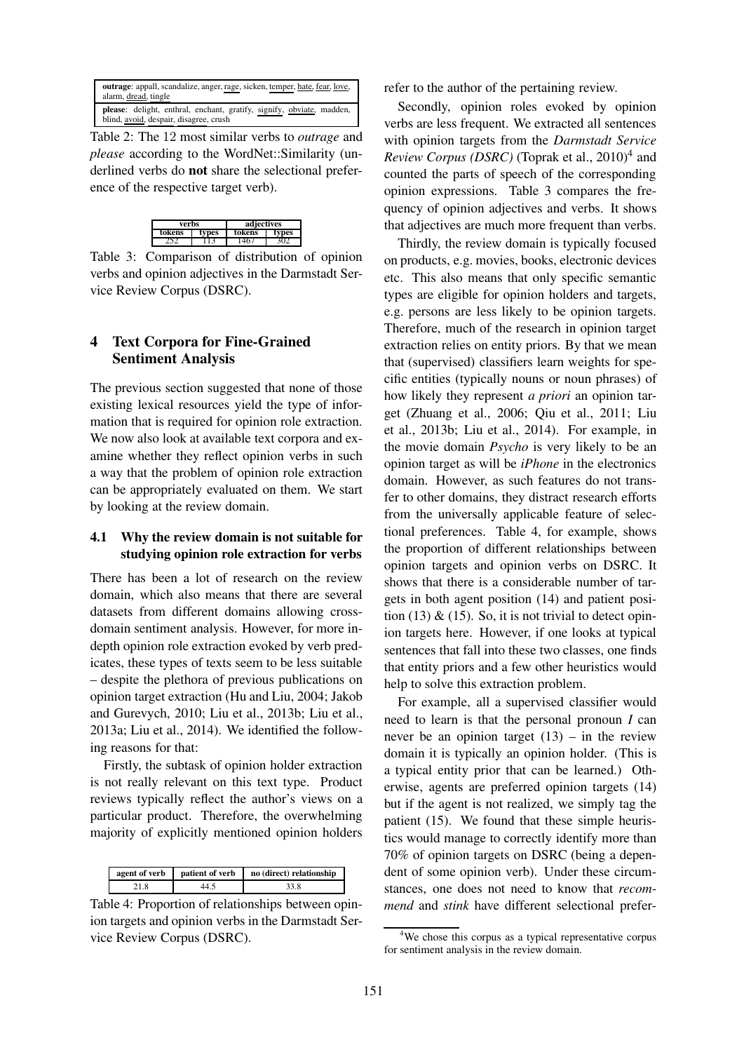| |
|---|
| **outrage**: appall, scandalize, anger, rage, sicken, temper, hate, fear, love, alarm, dread, tingle |
| **please**: delight, enthral, enchant, gratify, signify, obviate, madden, blind, avoid, despair, disagree, crush |

Table 2: The 12 most similar verbs to *outrage* and *please* according to the WordNet::Similarity (underlined verbs do **not** share the selectional preference of the respective target verb).

| verbs | | adjectives | |
|---|---|---|---|
| tokens | types | tokens | types |
| 252 | 113 | 1467 | 302 |

Table 3: Comparison of distribution of opinion verbs and opinion adjectives in the Darmstadt Service Review Corpus (DSRC).

## 4 Text Corpora for Fine-Grained Sentiment Analysis

The previous section suggested that none of those existing lexical resources yield the type of information that is required for opinion role extraction. We now also look at available text corpora and examine whether they reflect opinion verbs in such a way that the problem of opinion role extraction can be appropriately evaluated on them. We start by looking at the review domain.

### 4.1 Why the review domain is not suitable for studying opinion role extraction for verbs

There has been a lot of research on the review domain, which also means that there are several datasets from different domains allowing cross-domain sentiment analysis. However, for more in-depth opinion role extraction evoked by verb predicates, these types of texts seem to be less suitable – despite the plethora of previous publications on opinion target extraction (Hu and Liu, 2004; Jakob and Gurevych, 2010; Liu et al., 2013b; Liu et al., 2013a; Liu et al., 2014). We identified the following reasons for that:

Firstly, the subtask of opinion holder extraction is not really relevant on this text type. Product reviews typically reflect the author's views on a particular product. Therefore, the overwhelming majority of explicitly mentioned opinion holders refer to the author of the pertaining review.

| agent of verb | patient of verb | no (direct) relationship |
|---|---|---|
| 21.8 | 44.5 | 33.8 |

Table 4: Proportion of relationships between opinion targets and opinion verbs in the Darmstadt Service Review Corpus (DSRC).

Secondly, opinion roles evoked by opinion verbs are less frequent. We extracted all sentences with opinion targets from the *Darmstadt Service Review Corpus (DSRC)* (Toprak et al., 2010)[4] and counted the parts of speech of the corresponding opinion expressions. Table 3 compares the frequency of opinion adjectives and verbs. It shows that adjectives are much more frequent than verbs.

Thirdly, the review domain is typically focused on products, e.g. movies, books, electronic devices etc. This also means that only specific semantic types are eligible for opinion holders and targets, e.g. persons are less likely to be opinion targets. Therefore, much of the research in opinion target extraction relies on entity priors. By that we mean that (supervised) classifiers learn weights for specific entities (typically nouns or noun phrases) of how likely they represent *a priori* an opinion target (Zhuang et al., 2006; Qiu et al., 2011; Liu et al., 2013b; Liu et al., 2014). For example, in the movie domain *Psycho* is very likely to be an opinion target as will be *iPhone* in the electronics domain. However, as such features do not transfer to other domains, they distract research efforts from the universally applicable feature of selectional preferences. Table 4, for example, shows the proportion of different relationships between opinion targets and opinion verbs on DSRC. It shows that there is a considerable number of targets in both agent position (14) and patient position (13) & (15). So, it is not trivial to detect opinion targets here. However, if one looks at typical sentences that fall into these two classes, one finds that entity priors and a few other heuristics would help to solve this extraction problem.

For example, all a supervised classifier would need to learn is that the personal pronoun *I* can never be an opinion target (13) – in the review domain it is typically an opinion holder. (This is a typical entity prior that can be learned.) Otherwise, agents are preferred opinion targets (14) but if the agent is not realized, we simply tag the patient (15). We found that these simple heuristics would manage to correctly identify more than 70% of opinion targets on DSRC (being a dependent of some opinion verb). Under these circumstances, one does not need to know that *recommend* and *stink* have different selectional prefer-

[4] We chose this corpus as a typical representative corpus for sentiment analysis in the review domain.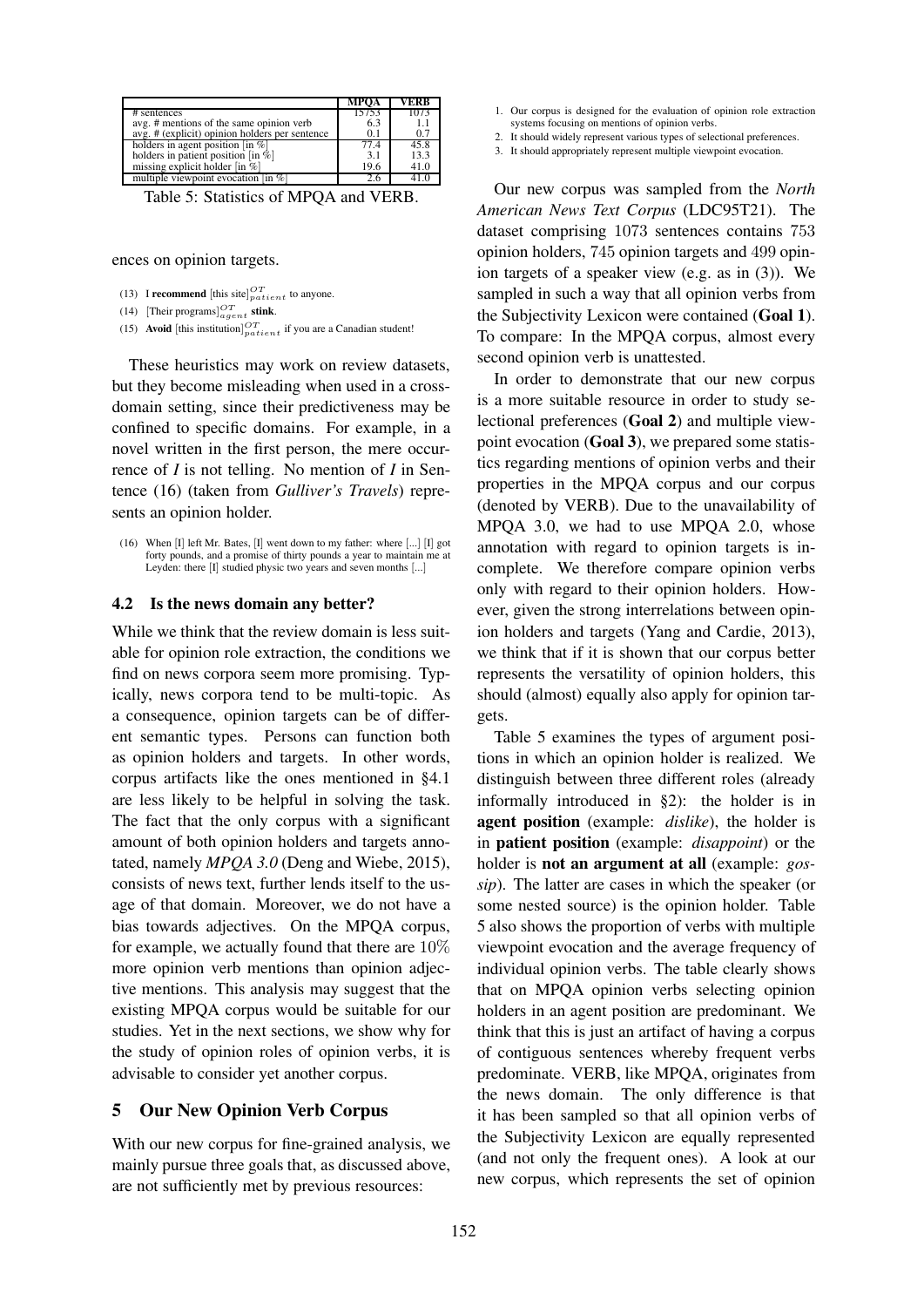| | MPQA | VERB |
|---|---|---|
| # sentences | 15753 | 1073 |
| avg. # mentions of the same opinion verb | 6.3 | 1.1 |
| avg. # (explicit) opinion holders per sentence | 0.1 | 0.7 |
| holders in agent position [in %] | 77.4 | 45.8 |
| holders in patient position [in %] | 3.1 | 13.3 |
| missing explicit holder [in %] | 19.6 | 41.0 |
| multiple viewpoint evocation [in %] | 2.6 | 41.0 |

Table 5: Statistics of MPQA and VERB.

ences on opinion targets.

(13) I **recommend** [this site]$^{OT}_{patient}$ to anyone.

(14) [Their programs]$^{OT}_{agent}$ **stink**.

(15) **Avoid** [this institution]$^{OT}_{patient}$ if you are a Canadian student!

These heuristics may work on review datasets, but they become misleading when used in a cross-domain setting, since their predictiveness may be confined to specific domains. For example, in a novel written in the first person, the mere occurrence of *I* is not telling. No mention of *I* in Sentence (16) (taken from *Gulliver's Travels*) represents an opinion holder.

(16) When [I] left Mr. Bates, [I] went down to my father: where [...] [I] got forty pounds, and a promise of thirty pounds a year to maintain me at Leyden: there [I] studied physic two years and seven months [...]

### 4.2 Is the news domain any better?

While we think that the review domain is less suitable for opinion role extraction, the conditions we find on news corpora seem more promising. Typically, news corpora tend to be multi-topic. As a consequence, opinion targets can be of different semantic types. Persons can function both as opinion holders and targets. In other words, corpus artifacts like the ones mentioned in §4.1 are less likely to be helpful in solving the task. The fact that the only corpus with a significant amount of both opinion holders and targets annotated, namely *MPQA 3.0* (Deng and Wiebe, 2015), consists of news text, further lends itself to the usage of that domain. Moreover, we do not have a bias towards adjectives. On the MPQA corpus, for example, we actually found that there are $10\%$ more opinion verb mentions than opinion adjective mentions. This analysis may suggest that the existing MPQA corpus would be suitable for our studies. Yet in the next sections, we show why for the study of opinion roles of opinion verbs, it is advisable to consider yet another corpus.

## 5 Our New Opinion Verb Corpus

With our new corpus for fine-grained analysis, we mainly pursue three goals that, as discussed above, are not sufficiently met by previous resources:

1. Our corpus is designed for the evaluation of opinion role extraction systems focusing on mentions of opinion verbs.
2. It should widely represent various types of selectional preferences.
3. It should appropriately represent multiple viewpoint evocation.

Our new corpus was sampled from the *North American News Text Corpus* (LDC95T21). The dataset comprising $1073$ sentences contains $753$ opinion holders, $745$ opinion targets and $499$ opinion targets of a speaker view (e.g. as in (3)). We sampled in such a way that all opinion verbs from the Subjectivity Lexicon were contained (**Goal 1**). To compare: In the MPQA corpus, almost every second opinion verb is unattested.

In order to demonstrate that our new corpus is a more suitable resource in order to study selectional preferences (**Goal 2**) and multiple viewpoint evocation (**Goal 3**), we prepared some statistics regarding mentions of opinion verbs and their properties in the MPQA corpus and our corpus (denoted by VERB). Due to the unavailability of MPQA 3.0, we had to use MPQA 2.0, whose annotation with regard to opinion targets is incomplete. We therefore compare opinion verbs only with regard to their opinion holders. However, given the strong interrelations between opinion holders and targets (Yang and Cardie, 2013), we think that if it is shown that our corpus better represents the versatility of opinion holders, this should (almost) equally also apply for opinion targets.

Table 5 examines the types of argument positions in which an opinion holder is realized. We distinguish between three different roles (already informally introduced in §2): the holder is in **agent position** (example: *dislike*), the holder is in **patient position** (example: *disappoint*) or the holder is **not an argument at all** (example: *gossip*). The latter are cases in which the speaker (or some nested source) is the opinion holder. Table 5 also shows the proportion of verbs with multiple viewpoint evocation and the average frequency of individual opinion verbs. The table clearly shows that on MPQA opinion verbs selecting opinion holders in an agent position are predominant. We think that this is just an artifact of having a corpus of contiguous sentences whereby frequent verbs predominate. VERB, like MPQA, originates from the news domain. The only difference is that it has been sampled so that all opinion verbs of the Subjectivity Lexicon are equally represented (and not only the frequent ones). A look at our new corpus, which represents the set of opinion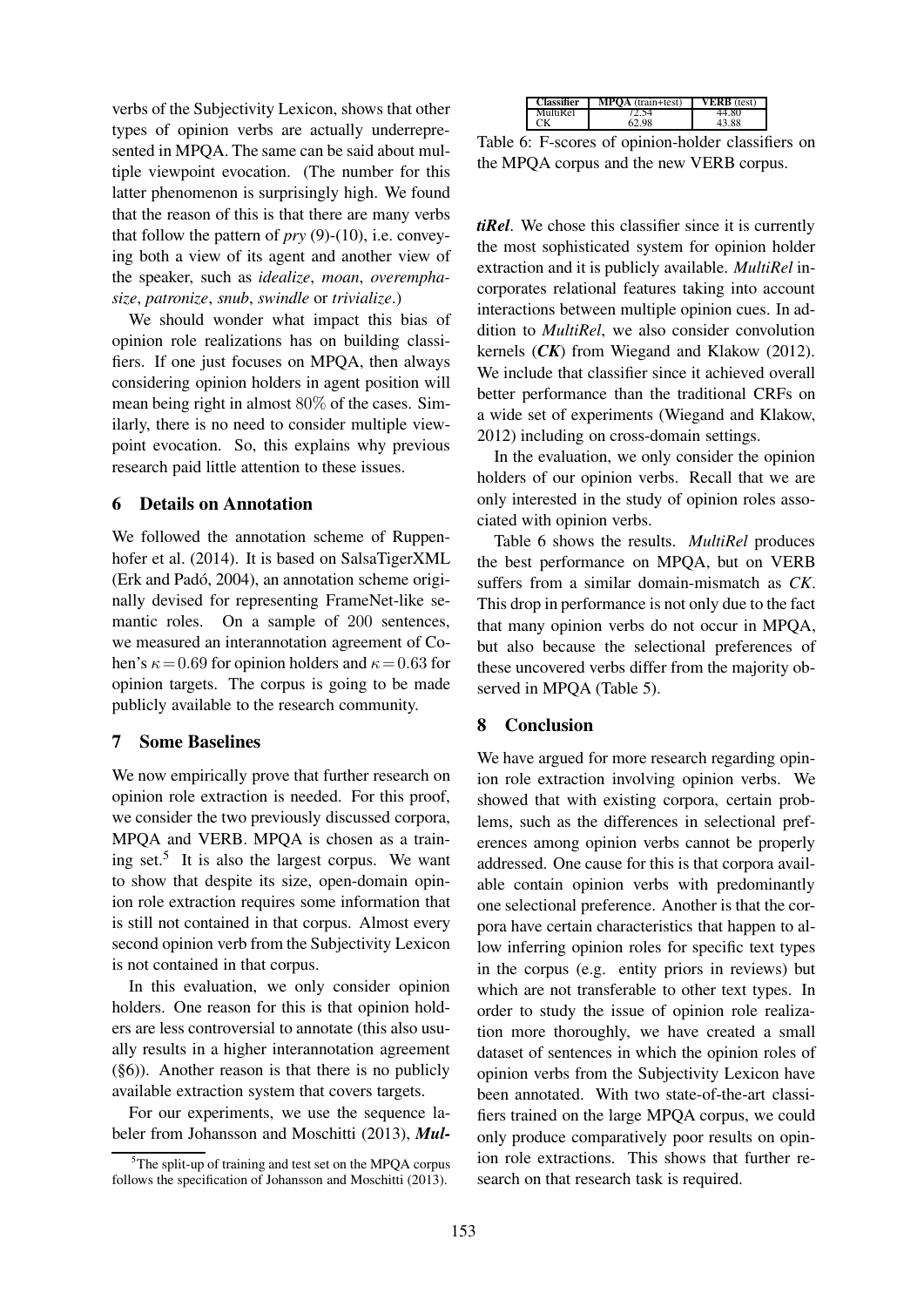verbs of the Subjectivity Lexicon, shows that other types of opinion verbs are actually underrepresented in MPQA. The same can be said about multiple viewpoint evocation. (The number for this latter phenomenon is surprisingly high. We found that the reason of this is that there are many verbs that follow the pattern of *pry* (9)-(10), i.e. conveying both a view of its agent and another view of the speaker, such as *idealize*, *moan*, *overemphasize*, *patronize*, *snub*, *swindle* or *trivialize*.)

We should wonder what impact this bias of opinion role realizations has on building classifiers. If one just focuses on MPQA, then always considering opinion holders in agent position will mean being right in almost 80% of the cases. Similarly, there is no need to consider multiple viewpoint evocation. So, this explains why previous research paid little attention to these issues.

## 6 Details on Annotation

We followed the annotation scheme of Ruppenhofer et al. (2014). It is based on SalsaTigerXML (Erk and Padó, 2004), an annotation scheme originally devised for representing FrameNet-like semantic roles. On a sample of 200 sentences, we measured an interannotation agreement of Cohen's $\kappa = 0.69$ for opinion holders and $\kappa = 0.63$ for opinion targets. The corpus is going to be made publicly available to the research community.

## 7 Some Baselines

We now empirically prove that further research on opinion role extraction is needed. For this proof, we consider the two previously discussed corpora, MPQA and VERB. MPQA is chosen as a training set.[5] It is also the largest corpus. We want to show that despite its size, open-domain opinion role extraction requires some information that is still not contained in that corpus. Almost every second opinion verb from the Subjectivity Lexicon is not contained in that corpus.

In this evaluation, we only consider opinion holders. One reason for this is that opinion holders are less controversial to annotate (this also usually results in a higher interannotation agreement (§6)). Another reason is that there is no publicly available extraction system that covers targets.

For our experiments, we use the sequence labeler from Johansson and Moschitti (2013), ***MultiRel***. We chose this classifier since it is currently the most sophisticated system for opinion holder extraction and it is publicly available. *MultiRel* incorporates relational features taking into account interactions between multiple opinion cues. In addition to *MultiRel*, we also consider convolution kernels (***CK***) from Wiegand and Klakow (2012). We include that classifier since it achieved overall better performance than the traditional CRFs on a wide set of experiments (Wiegand and Klakow, 2012) including on cross-domain settings.

In the evaluation, we only consider the opinion holders of our opinion verbs. Recall that we are only interested in the study of opinion roles associated with opinion verbs.

| **Classifier** | **MPQA** (train+test) | **VERB** (test) |
|---|---|---|
| MultiRel | 72.54 | 44.80 |
| CK | 62.98 | 43.88 |

Table 6: F-scores of opinion-holder classifiers on the MPQA corpus and the new VERB corpus.

Table 6 shows the results. *MultiRel* produces the best performance on MPQA, but on VERB suffers from a similar domain-mismatch as *CK*. This drop in performance is not only due to the fact that many opinion verbs do not occur in MPQA, but also because the selectional preferences of these uncovered verbs differ from the majority observed in MPQA (Table 5).

## 8 Conclusion

We have argued for more research regarding opinion role extraction involving opinion verbs. We showed that with existing corpora, certain problems, such as the differences in selectional preferences among opinion verbs cannot be properly addressed. One cause for this is that corpora available contain opinion verbs with predominantly one selectional preference. Another is that the corpora have certain characteristics that happen to allow inferring opinion roles for specific text types in the corpus (e.g. entity priors in reviews) but which are not transferable to other text types. In order to study the issue of opinion role realization more thoroughly, we have created a small dataset of sentences in which the opinion roles of opinion verbs from the Subjectivity Lexicon have been annotated. With two state-of-the-art classifiers trained on the large MPQA corpus, we could only produce comparatively poor results on opinion role extractions. This shows that further research on that research task is required.

[5] The split-up of training and test set on the MPQA corpus follows the specification of Johansson and Moschitti (2013).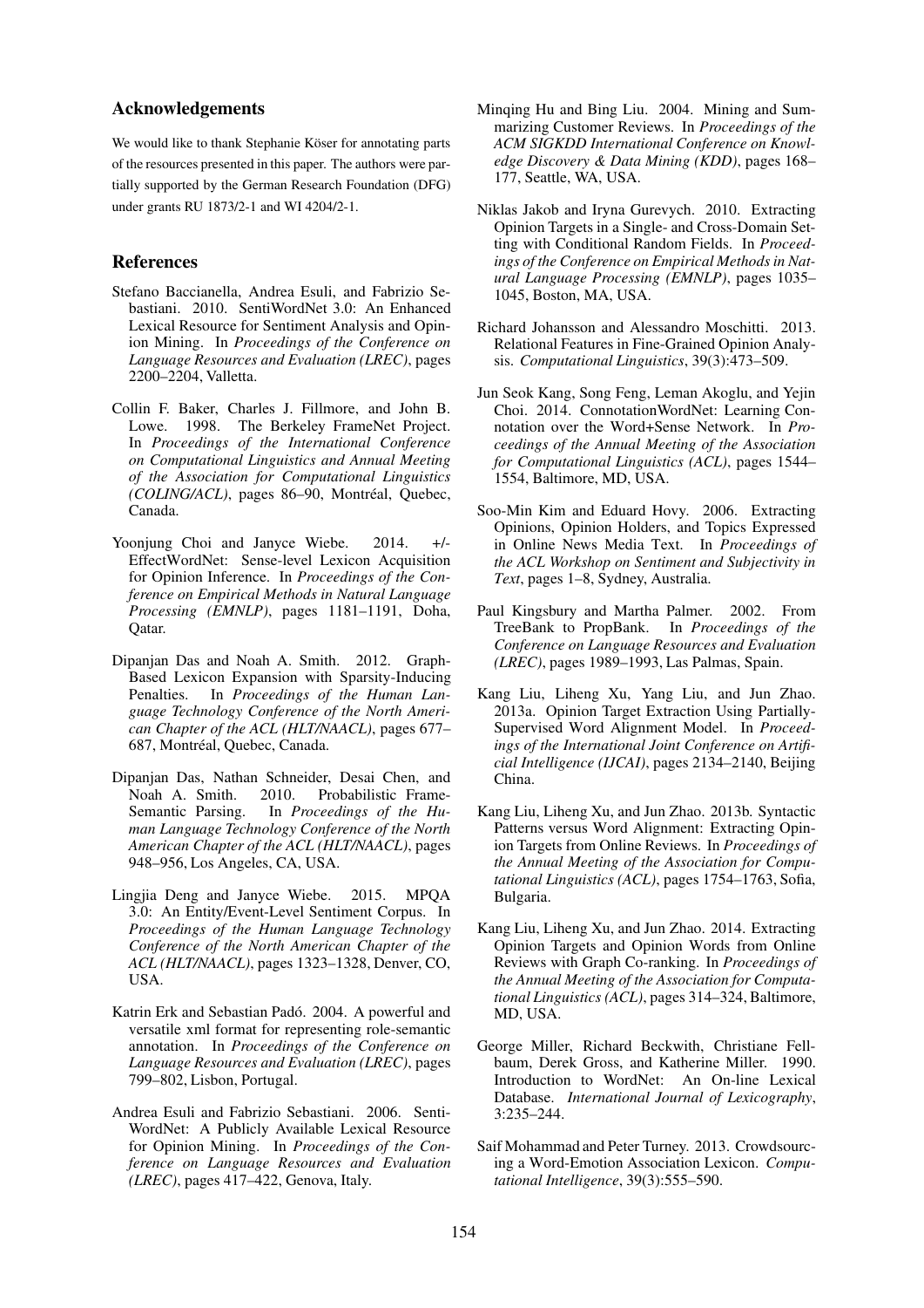## Acknowledgements

We would like to thank Stephanie Köser for annotating parts of the resources presented in this paper. The authors were partially supported by the German Research Foundation (DFG) under grants RU 1873/2-1 and WI 4204/2-1.

## References

Stefano Baccianella, Andrea Esuli, and Fabrizio Sebastiani. 2010. SentiWordNet 3.0: An Enhanced Lexical Resource for Sentiment Analysis and Opinion Mining. In *Proceedings of the Conference on Language Resources and Evaluation (LREC)*, pages 2200–2204, Valletta.

Collin F. Baker, Charles J. Fillmore, and John B. Lowe. 1998. The Berkeley FrameNet Project. In *Proceedings of the International Conference on Computational Linguistics and Annual Meeting of the Association for Computational Linguistics (COLING/ACL)*, pages 86–90, Montréal, Quebec, Canada.

Yoonjung Choi and Janyce Wiebe. 2014. +/-EffectWordNet: Sense-level Lexicon Acquisition for Opinion Inference. In *Proceedings of the Conference on Empirical Methods in Natural Language Processing (EMNLP)*, pages 1181–1191, Doha, Qatar.

Dipanjan Das and Noah A. Smith. 2012. Graph-Based Lexicon Expansion with Sparsity-Inducing Penalties. In *Proceedings of the Human Language Technology Conference of the North American Chapter of the ACL (HLT/NAACL)*, pages 677–687, Montréal, Quebec, Canada.

Dipanjan Das, Nathan Schneider, Desai Chen, and Noah A. Smith. 2010. Probabilistic Frame-Semantic Parsing. In *Proceedings of the Human Language Technology Conference of the North American Chapter of the ACL (HLT/NAACL)*, pages 948–956, Los Angeles, CA, USA.

Lingjia Deng and Janyce Wiebe. 2015. MPQA 3.0: An Entity/Event-Level Sentiment Corpus. In *Proceedings of the Human Language Technology Conference of the North American Chapter of the ACL (HLT/NAACL)*, pages 1323–1328, Denver, CO, USA.

Katrin Erk and Sebastian Padó. 2004. A powerful and versatile xml format for representing role-semantic annotation. In *Proceedings of the Conference on Language Resources and Evaluation (LREC)*, pages 799–802, Lisbon, Portugal.

Andrea Esuli and Fabrizio Sebastiani. 2006. SentiWordNet: A Publicly Available Lexical Resource for Opinion Mining. In *Proceedings of the Conference on Language Resources and Evaluation (LREC)*, pages 417–422, Genova, Italy.

Minqing Hu and Bing Liu. 2004. Mining and Summarizing Customer Reviews. In *Proceedings of the ACM SIGKDD International Conference on Knowledge Discovery & Data Mining (KDD)*, pages 168–177, Seattle, WA, USA.

Niklas Jakob and Iryna Gurevych. 2010. Extracting Opinion Targets in a Single- and Cross-Domain Setting with Conditional Random Fields. In *Proceedings of the Conference on Empirical Methods in Natural Language Processing (EMNLP)*, pages 1035–1045, Boston, MA, USA.

Richard Johansson and Alessandro Moschitti. 2013. Relational Features in Fine-Grained Opinion Analysis. *Computational Linguistics*, 39(3):473–509.

Jun Seok Kang, Song Feng, Leman Akoglu, and Yejin Choi. 2014. ConnotationWordNet: Learning Connotation over the Word+Sense Network. In *Proceedings of the Annual Meeting of the Association for Computational Linguistics (ACL)*, pages 1544–1554, Baltimore, MD, USA.

Soo-Min Kim and Eduard Hovy. 2006. Extracting Opinions, Opinion Holders, and Topics Expressed in Online News Media Text. In *Proceedings of the ACL Workshop on Sentiment and Subjectivity in Text*, pages 1–8, Sydney, Australia.

Paul Kingsbury and Martha Palmer. 2002. From TreeBank to PropBank. In *Proceedings of the Conference on Language Resources and Evaluation (LREC)*, pages 1989–1993, Las Palmas, Spain.

Kang Liu, Liheng Xu, Yang Liu, and Jun Zhao. 2013a. Opinion Target Extraction Using Partially-Supervised Word Alignment Model. In *Proceedings of the International Joint Conference on Artificial Intelligence (IJCAI)*, pages 2134–2140, Beijing China.

Kang Liu, Liheng Xu, and Jun Zhao. 2013b. Syntactic Patterns versus Word Alignment: Extracting Opinion Targets from Online Reviews. In *Proceedings of the Annual Meeting of the Association for Computational Linguistics (ACL)*, pages 1754–1763, Sofia, Bulgaria.

Kang Liu, Liheng Xu, and Jun Zhao. 2014. Extracting Opinion Targets and Opinion Words from Online Reviews with Graph Co-ranking. In *Proceedings of the Annual Meeting of the Association for Computational Linguistics (ACL)*, pages 314–324, Baltimore, MD, USA.

George Miller, Richard Beckwith, Christiane Fellbaum, Derek Gross, and Katherine Miller. 1990. Introduction to WordNet: An On-line Lexical Database. *International Journal of Lexicography*, 3:235–244.

Saif Mohammad and Peter Turney. 2013. Crowdsourcing a Word-Emotion Association Lexicon. *Computational Intelligence*, 39(3):555–590.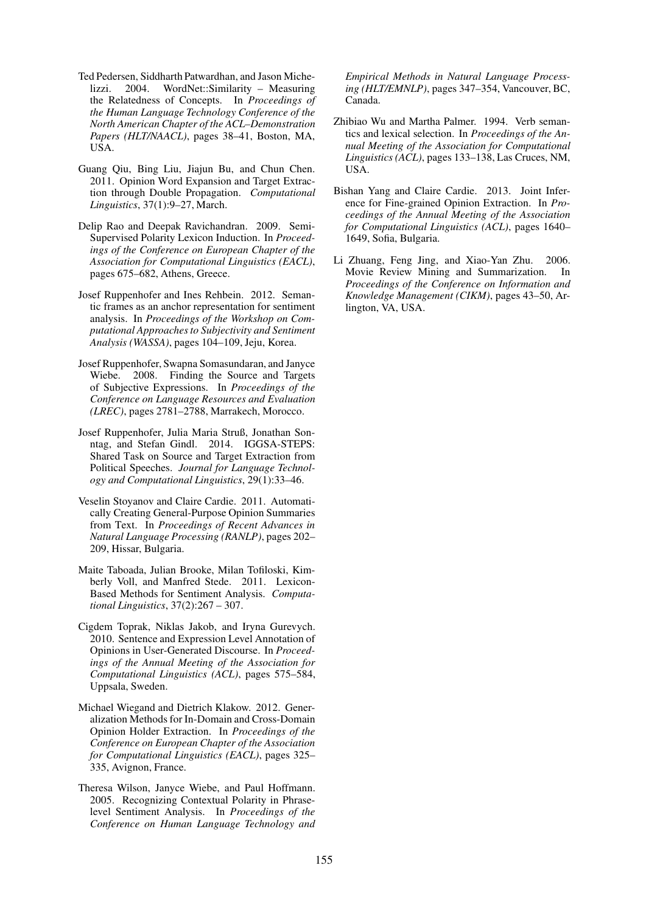Ted Pedersen, Siddharth Patwardhan, and Jason Michelizzi. 2004. WordNet::Similarity – Measuring the Relatedness of Concepts. In *Proceedings of the Human Language Technology Conference of the North American Chapter of the ACL–Demonstration Papers (HLT/NAACL)*, pages 38–41, Boston, MA, USA.

Guang Qiu, Bing Liu, Jiajun Bu, and Chun Chen. 2011. Opinion Word Expansion and Target Extraction through Double Propagation. *Computational Linguistics*, 37(1):9–27, March.

Delip Rao and Deepak Ravichandran. 2009. Semi-Supervised Polarity Lexicon Induction. In *Proceedings of the Conference on European Chapter of the Association for Computational Linguistics (EACL)*, pages 675–682, Athens, Greece.

Josef Ruppenhofer and Ines Rehbein. 2012. Semantic frames as an anchor representation for sentiment analysis. In *Proceedings of the Workshop on Computational Approaches to Subjectivity and Sentiment Analysis (WASSA)*, pages 104–109, Jeju, Korea.

Josef Ruppenhofer, Swapna Somasundaran, and Janyce Wiebe. 2008. Finding the Source and Targets of Subjective Expressions. In *Proceedings of the Conference on Language Resources and Evaluation (LREC)*, pages 2781–2788, Marrakech, Morocco.

Josef Ruppenhofer, Julia Maria Struß, Jonathan Sonntag, and Stefan Gindl. 2014. IGGSA-STEPS: Shared Task on Source and Target Extraction from Political Speeches. *Journal for Language Technology and Computational Linguistics*, 29(1):33–46.

Veselin Stoyanov and Claire Cardie. 2011. Automatically Creating General-Purpose Opinion Summaries from Text. In *Proceedings of Recent Advances in Natural Language Processing (RANLP)*, pages 202–209, Hissar, Bulgaria.

Maite Taboada, Julian Brooke, Milan Tofiloski, Kimberly Voll, and Manfred Stede. 2011. Lexicon-Based Methods for Sentiment Analysis. *Computational Linguistics*, 37(2):267 – 307.

Cigdem Toprak, Niklas Jakob, and Iryna Gurevych. 2010. Sentence and Expression Level Annotation of Opinions in User-Generated Discourse. In *Proceedings of the Annual Meeting of the Association for Computational Linguistics (ACL)*, pages 575–584, Uppsala, Sweden.

Michael Wiegand and Dietrich Klakow. 2012. Generalization Methods for In-Domain and Cross-Domain Opinion Holder Extraction. In *Proceedings of the Conference on European Chapter of the Association for Computational Linguistics (EACL)*, pages 325–335, Avignon, France.

Theresa Wilson, Janyce Wiebe, and Paul Hoffmann. 2005. Recognizing Contextual Polarity in Phrase-level Sentiment Analysis. In *Proceedings of the Conference on Human Language Technology and Empirical Methods in Natural Language Processing (HLT/EMNLP)*, pages 347–354, Vancouver, BC, Canada.

Zhibiao Wu and Martha Palmer. 1994. Verb semantics and lexical selection. In *Proceedings of the Annual Meeting of the Association for Computational Linguistics (ACL)*, pages 133–138, Las Cruces, NM, USA.

Bishan Yang and Claire Cardie. 2013. Joint Inference for Fine-grained Opinion Extraction. In *Proceedings of the Annual Meeting of the Association for Computational Linguistics (ACL)*, pages 1640–1649, Sofia, Bulgaria.

Li Zhuang, Feng Jing, and Xiao-Yan Zhu. 2006. Movie Review Mining and Summarization. In *Proceedings of the Conference on Information and Knowledge Management (CIKM)*, pages 43–50, Arlington, VA, USA.